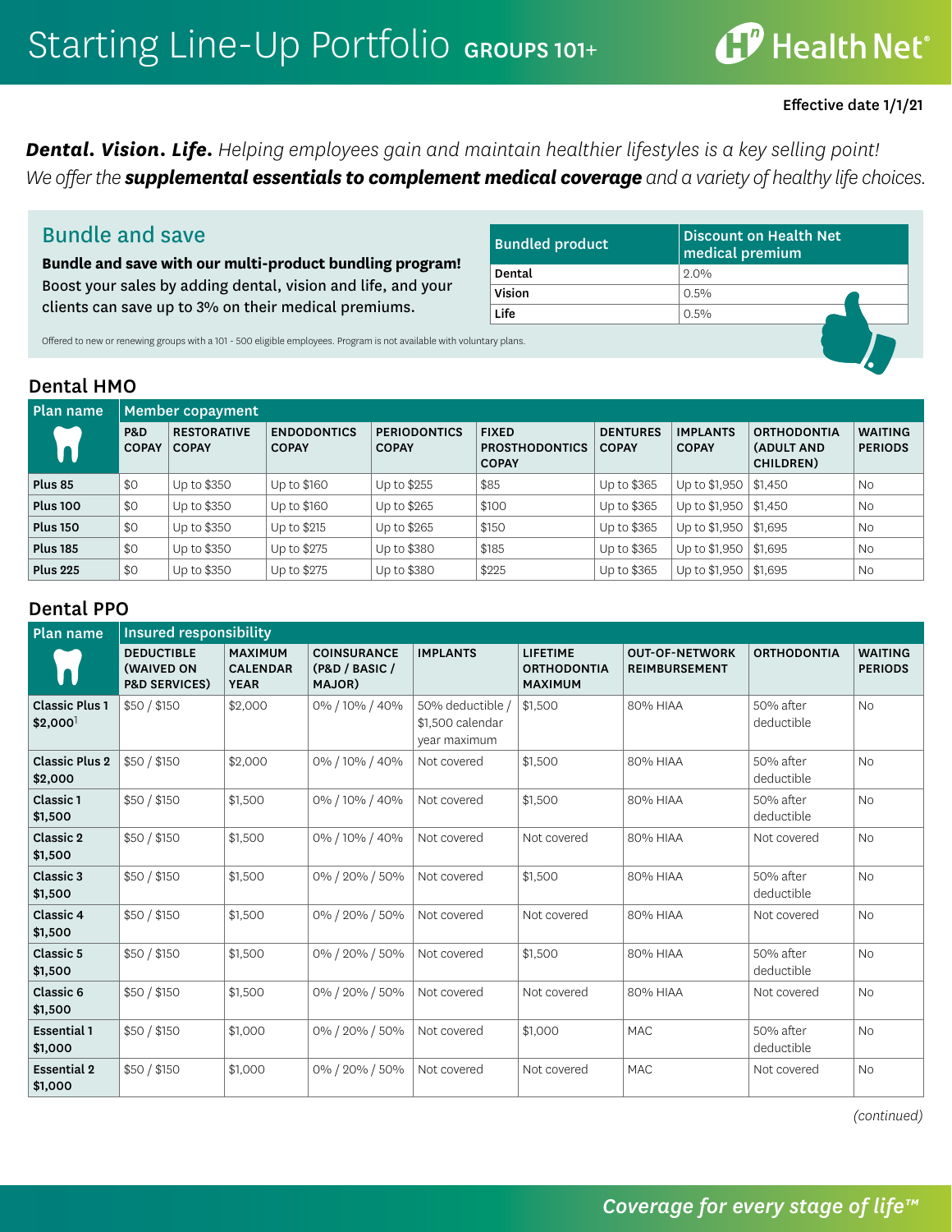# Starting Line-Up Portfolio GROUPS 101+

Health Net

**Effective date 1/1/21**

***Dental. Vision. Life.*** *Helping employees gain and maintain healthier lifestyles is a key selling point! We offer the* ***supplemental essentials to complement medical coverage*** *and a variety of healthy life choices.*

## Bundle and save

**Bundle and save with our multi-product bundling program!** Boost your sales by adding dental, vision and life, and your clients can save up to 3% on their medical premiums.

| Bundled product | Discount on Health Net medical premium |
|---|---|
| Dental | 2.0% |
| Vision | 0.5% |
| Life | 0.5% |

Offered to new or renewing groups with a 101 - 500 eligible employees. Program is not available with voluntary plans.

## Dental HMO

| Plan name | Member copayment | | | | | | | | |
|---|---|---|---|---|---|---|---|---|---|
| | P&D COPAY | RESTORATIVE COPAY | ENDODONTICS COPAY | PERIODONTICS COPAY | FIXED PROSTHODONTICS COPAY | DENTURES COPAY | IMPLANTS COPAY | ORTHODONTIA (ADULT AND CHILDREN) | WAITING PERIODS |
| **Plus 85** | $0 | Up to $350 | Up to $160 | Up to $255 | $85 | Up to $365 | Up to $1,950 | $1,450 | No |
| **Plus 100** | $0 | Up to $350 | Up to $160 | Up to $265 | $100 | Up to $365 | Up to $1,950 | $1,450 | No |
| **Plus 150** | $0 | Up to $350 | Up to $215 | Up to $265 | $150 | Up to $365 | Up to $1,950 | $1,695 | No |
| **Plus 185** | $0 | Up to $350 | Up to $275 | Up to $380 | $185 | Up to $365 | Up to $1,950 | $1,695 | No |
| **Plus 225** | $0 | Up to $350 | Up to $275 | Up to $380 | $225 | Up to $365 | Up to $1,950 | $1,695 | No |

## Dental PPO

| Plan name | Insured responsibility | | | | | | | |
|---|---|---|---|---|---|---|---|---|
| | DEDUCTIBLE (WAIVED ON P&D SERVICES) | MAXIMUM CALENDAR YEAR | COINSURANCE (P&D / BASIC / MAJOR) | IMPLANTS | LIFETIME ORTHODONTIA MAXIMUM | OUT-OF-NETWORK REIMBURSEMENT | ORTHODONTIA | WAITING PERIODS |
| **Classic Plus 1 $2,000**[1] | $50 / $150 | $2,000 | 0% / 10% / 40% | 50% deductible / $1,500 calendar year maximum | $1,500 | 80% HIAA | 50% after deductible | No |
| **Classic Plus 2 $2,000** | $50 / $150 | $2,000 | 0% / 10% / 40% | Not covered | $1,500 | 80% HIAA | 50% after deductible | No |
| **Classic 1 $1,500** | $50 / $150 | $1,500 | 0% / 10% / 40% | Not covered | $1,500 | 80% HIAA | 50% after deductible | No |
| **Classic 2 $1,500** | $50 / $150 | $1,500 | 0% / 10% / 40% | Not covered | Not covered | 80% HIAA | Not covered | No |
| **Classic 3 $1,500** | $50 / $150 | $1,500 | 0% / 20% / 50% | Not covered | $1,500 | 80% HIAA | 50% after deductible | No |
| **Classic 4 $1,500** | $50 / $150 | $1,500 | 0% / 20% / 50% | Not covered | Not covered | 80% HIAA | Not covered | No |
| **Classic 5 $1,500** | $50 / $150 | $1,500 | 0% / 20% / 50% | Not covered | $1,500 | 80% HIAA | 50% after deductible | No |
| **Classic 6 $1,500** | $50 / $150 | $1,500 | 0% / 20% / 50% | Not covered | Not covered | 80% HIAA | Not covered | No |
| **Essential 1 $1,000** | $50 / $150 | $1,000 | 0% / 20% / 50% | Not covered | $1,000 | MAC | 50% after deductible | No |
| **Essential 2 $1,000** | $50 / $150 | $1,000 | 0% / 20% / 50% | Not covered | Not covered | MAC | Not covered | No |

*(continued)*

*Coverage for every stage of life™*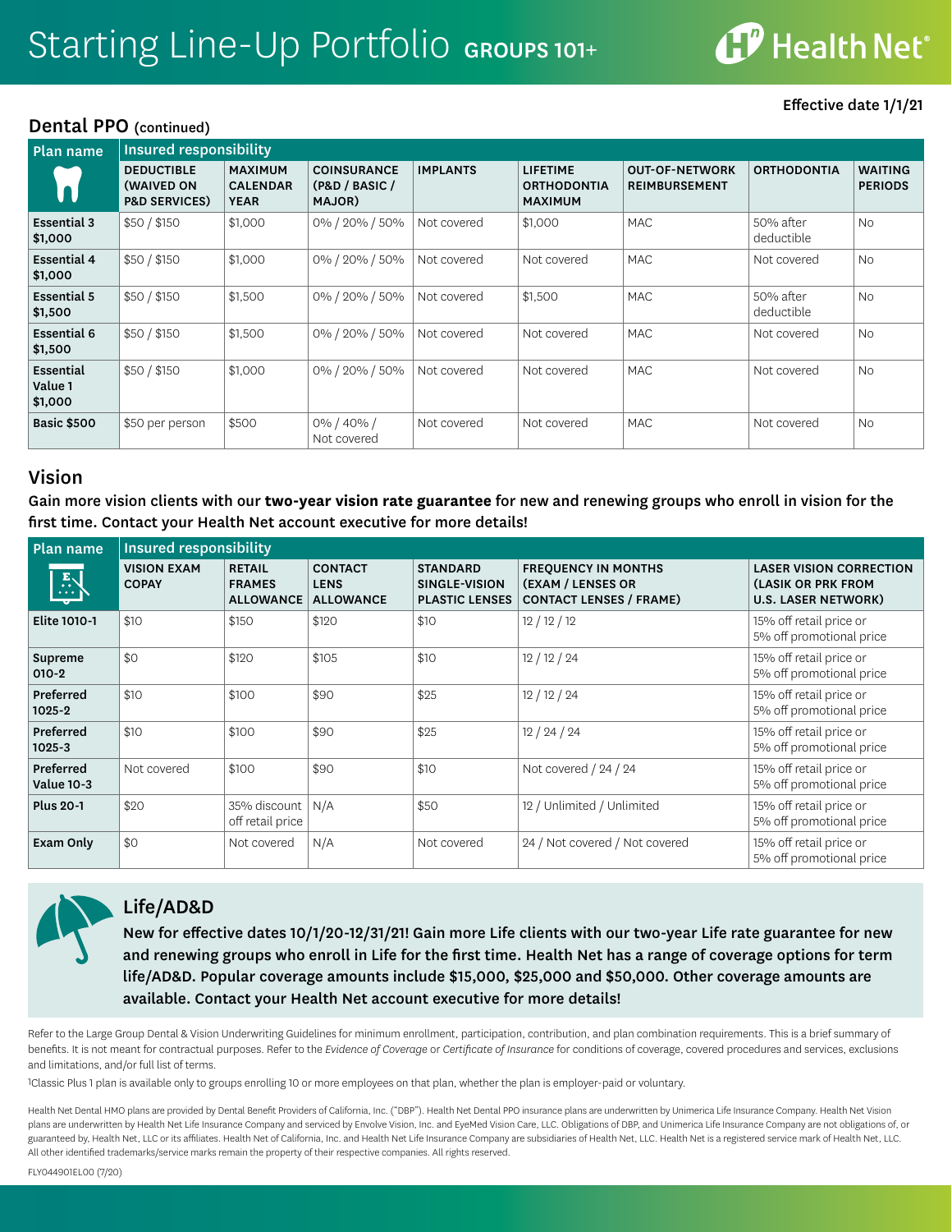# Starting Line-Up Portfolio GROUPS 101+

Effective date 1/1/21

## Dental PPO (continued)

| Plan name | Insured responsibility | | | | | | | |
|---|---|---|---|---|---|---|---|---|
| | DEDUCTIBLE (WAIVED ON P&D SERVICES) | MAXIMUM CALENDAR YEAR | COINSURANCE (P&D / BASIC / MAJOR) | IMPLANTS | LIFETIME ORTHODONTIA MAXIMUM | OUT-OF-NETWORK REIMBURSEMENT | ORTHODONTIA | WAITING PERIODS |
| **Essential 3 $1,000** | $50 / $150 | $1,000 | 0% / 20% / 50% | Not covered | $1,000 | MAC | 50% after deductible | No |
| **Essential 4 $1,000** | $50 / $150 | $1,000 | 0% / 20% / 50% | Not covered | Not covered | MAC | Not covered | No |
| **Essential 5 $1,500** | $50 / $150 | $1,500 | 0% / 20% / 50% | Not covered | $1,500 | MAC | 50% after deductible | No |
| **Essential 6 $1,500** | $50 / $150 | $1,500 | 0% / 20% / 50% | Not covered | Not covered | MAC | Not covered | No |
| **Essential Value 1 $1,000** | $50 / $150 | $1,000 | 0% / 20% / 50% | Not covered | Not covered | MAC | Not covered | No |
| **Basic $500** | $50 per person | $500 | 0% / 40% / Not covered | Not covered | Not covered | MAC | Not covered | No |

## Vision

**Gain more vision clients with our two-year vision rate guarantee for new and renewing groups who enroll in vision for the first time. Contact your Health Net account executive for more details!**

| Plan name | Insured responsibility | | | | | |
|---|---|---|---|---|---|---|
| | VISION EXAM COPAY | RETAIL FRAMES ALLOWANCE | CONTACT LENS ALLOWANCE | STANDARD SINGLE-VISION PLASTIC LENSES | FREQUENCY IN MONTHS (EXAM / LENSES OR CONTACT LENSES / FRAME) | LASER VISION CORRECTION (LASIK OR PRK FROM U.S. LASER NETWORK) |
| **Elite 1010-1** | $10 | $150 | $120 | $10 | 12 / 12 / 12 | 15% off retail price or 5% off promotional price |
| **Supreme 010-2** | $0 | $120 | $105 | $10 | 12 / 12 / 24 | 15% off retail price or 5% off promotional price |
| **Preferred 1025-2** | $10 | $100 | $90 | $25 | 12 / 12 / 24 | 15% off retail price or 5% off promotional price |
| **Preferred 1025-3** | $10 | $100 | $90 | $25 | 12 / 24 / 24 | 15% off retail price or 5% off promotional price |
| **Preferred Value 10-3** | Not covered | $100 | $90 | $10 | Not covered / 24 / 24 | 15% off retail price or 5% off promotional price |
| **Plus 20-1** | $20 | 35% discount off retail price | N/A | $50 | 12 / Unlimited / Unlimited | 15% off retail price or 5% off promotional price |
| **Exam Only** | $0 | Not covered | N/A | Not covered | 24 / Not covered / Not covered | 15% off retail price or 5% off promotional price |

## Life/AD&D

**New for effective dates 10/1/20-12/31/21! Gain more Life clients with our two-year Life rate guarantee for new and renewing groups who enroll in Life for the first time. Health Net has a range of coverage options for term life/AD&D. Popular coverage amounts include $15,000, $25,000 and $50,000. Other coverage amounts are available. Contact your Health Net account executive for more details!**

Refer to the Large Group Dental & Vision Underwriting Guidelines for minimum enrollment, participation, contribution, and plan combination requirements. This is a brief summary of benefits. It is not meant for contractual purposes. Refer to the *Evidence of Coverage* or *Certificate of Insurance* for conditions of coverage, covered procedures and services, exclusions and limitations, and/or full list of terms.

[1]Classic Plus 1 plan is available only to groups enrolling 10 or more employees on that plan, whether the plan is employer-paid or voluntary.

Health Net Dental HMO plans are provided by Dental Benefit Providers of California, Inc. ("DBP"). Health Net Dental PPO insurance plans are underwritten by Unimerica Life Insurance Company. Health Net Vision plans are underwritten by Health Net Life Insurance Company and serviced by Envolve Vision, Inc. and EyeMed Vision Care, LLC. Obligations of DBP, and Unimerica Life Insurance Company are not obligations of, or guaranteed by, Health Net, LLC or its affiliates. Health Net of California, Inc. and Health Net Life Insurance Company are subsidiaries of Health Net, LLC. Health Net is a registered service mark of Health Net, LLC. All other identified trademarks/service marks remain the property of their respective companies. All rights reserved.

FLY044901EL00 (7/20)